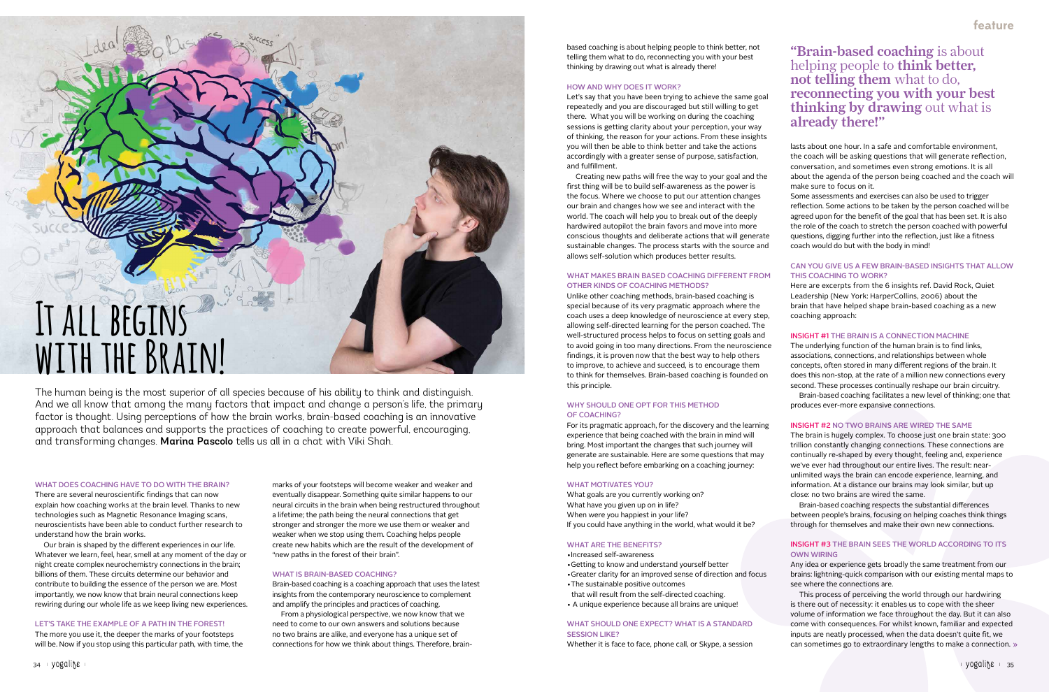# It all begins with the Brain!

The human being is the most superior of all species because of his ability to think and distinguish. And we all know that among the many factors that impact and change a person's life, the primary factor is thought. Using perceptions of how the brain works, brain-based coaching is an innovative approach that balances and supports the practices of coaching to create powerful, encouraging, and transforming changes. **Marina Pascolo** tells us all in a chat with Viki Shah.

### WHAT DOES COACHING HAVE TO DO WITH THE BRAIN?

There are several neuroscientific findings that can now explain how coaching works at the brain level. Thanks to new technologies such as Magnetic Resonance Imaging scans, neuroscientists have been able to conduct further research to understand how the brain works.

Our brain is shaped by the different experiences in our life. Whatever we learn, feel, hear, smell at any moment of the day or night create complex neurochemistry connections in the brain; billions of them. These circuits determine our behavior and contribute to building the essence of the person we are. Most importantly, we now know that brain neural connections keep rewiring during our whole life as we keep living new experiences.

### LET'S TAKE THE EXAMPLE OF A PATH IN THE FOREST!

The more you use it, the deeper the marks of your footsteps will be. Now if you stop using this particular path, with time, the marks of your footsteps will become weaker and weaker and eventually disappear. Something quite similar happens to our neural circuits in the brain when being restructured throughout a lifetime; the path being the neural connections that get stronger and stronger the more we use them or weaker and weaker when we stop using them. Coaching helps people create new habits which are the result of the development of "new paths in the forest of their brain".

### WHAT IS BRAIN-BASED COACHING?

Brain-based coaching is a coaching approach that uses the latest insights from the contemporary neuroscience to complement and amplify the principles and practices of coaching.

From a physiological perspective, we now know that we need to come to our own answers and solutions because no two brains are alike, and everyone has a unique set of connections for how we think about things. Therefore, brain-based coaching is about helping people to think better, not telling them what to do, reconnecting you with your best thinking by drawing out what is already there!

### HOW AND WHY DOES IT WORK?

Let's say that you have been trying to achieve the same goal repeatedly and you are discouraged but still willing to get there. What you will be working on during the coaching sessions is getting clarity about your perception, your way of thinking, the reason for your actions. From these insights you will then be able to think better and take the actions accordingly with a greater sense of purpose, satisfaction, and fulfillment.

Creating new paths will free the way to your goal and the first thing will be to build self-awareness as the power is the focus. Where we choose to put our attention changes our brain and changes how we see and interact with the world. The coach will help you to break out of the deeply hardwired autopilot the brain favors and move into more conscious thoughts and deliberate actions that will generate sustainable changes. The process starts with the source and allows self-solution which produces better results.

### WHAT MAKES BRAIN BASED COACHING DIFFERENT FROM OTHER KINDS OF COACHING METHODS?

Unlike other coaching methods, brain-based coaching is special because of its very pragmatic approach where the coach uses a deep knowledge of neuroscience at every step, allowing self-directed learning for the person coached. The well-structured process helps to focus on setting goals and to avoid going in too many directions. From the neuroscience findings, it is proven now that the best way to help others to improve, to achieve and succeed, is to encourage them to think for themselves. Brain-based coaching is founded on this principle.

### WHY SHOULD ONE OPT FOR THIS METHOD OF COACHING?

For its pragmatic approach, for the discovery and the learning experience that being coached with the brain in mind will bring. Most important the changes that such journey will generate are sustainable. Here are some questions that may help you reflect before embarking on a coaching journey:

### WHAT MOTIVATES YOU?

What goals are you currently working on?
What have you given up on in life?
When were you happiest in your life?
If you could have anything in the world, what would it be?

### WHAT ARE THE BENEFITS?

- Increased self-awareness
- Getting to know and understand yourself better
- Greater clarity for an improved sense of direction and focus
- The sustainable positive outcomes that will result from the self-directed coaching.
- A unique experience because all brains are unique!

### WHAT SHOULD ONE EXPECT? WHAT IS A STANDARD SESSION LIKE?

Whether it is face to face, phone call, or Skype, a session lasts about one hour. In a safe and comfortable environment, the coach will be asking questions that will generate reflection, conversation, and sometimes even strong emotions. It is all about the agenda of the person being coached and the coach will make sure to focus on it.

Some assessments and exercises can also be used to trigger reflection. Some actions to be taken by the person coached will be agreed upon for the benefit of the goal that has been set. It is also the role of the coach to stretch the person coached with powerful questions, digging further into the reflection, just like a fitness coach would do but with the body in mind!

> **"Brain-based coaching** is about helping people to **think better, not telling them** what to do, **reconnecting you with your best thinking by drawing** out what is **already there!"**

### CAN YOU GIVE US A FEW BRAIN-BASED INSIGHTS THAT ALLOW THIS COACHING TO WORK?

Here are excerpts from the 6 insights ref. David Rock, Quiet Leadership (New York: HarperCollins, 2006) about the brain that have helped shape brain-based coaching as a new coaching approach:

#### INSIGHT #1 THE BRAIN IS A CONNECTION MACHINE

The underlying function of the human brain is to find links, associations, connections, and relationships between whole concepts, often stored in many different regions of the brain. It does this non-stop, at the rate of a million new connections every second. These processes continually reshape our brain circuitry.

Brain-based coaching facilitates a new level of thinking; one that produces ever-more expansive connections.

#### INSIGHT #2 NO TWO BRAINS ARE WIRED THE SAME

The brain is hugely complex. To choose just one brain state: 300 trillion constantly changing connections. These connections are continually re-shaped by every thought, feeling and, experience we've ever had throughout our entire lives. The result: near-unlimited ways the brain can encode experience, learning, and information. At a distance our brains may look similar, but up close: no two brains are wired the same.

Brain-based coaching respects the substantial differences between people's brains, focusing on helping coaches think things through for themselves and make their own new connections.

#### INSIGHT #3 THE BRAIN SEES THE WORLD ACCORDING TO ITS OWN WIRING

Any idea or experience gets broadly the same treatment from our brains: lightning-quick comparison with our existing mental maps to see where the connections are.

This process of perceiving the world through our hardwiring is there out of necessity: it enables us to cope with the sheer volume of information we face throughout the day. But it can also come with consequences. For whilst known, familiar and expected inputs are neatly processed, when the data doesn't quite fit, we can sometimes go to extraordinary lengths to make a connection. »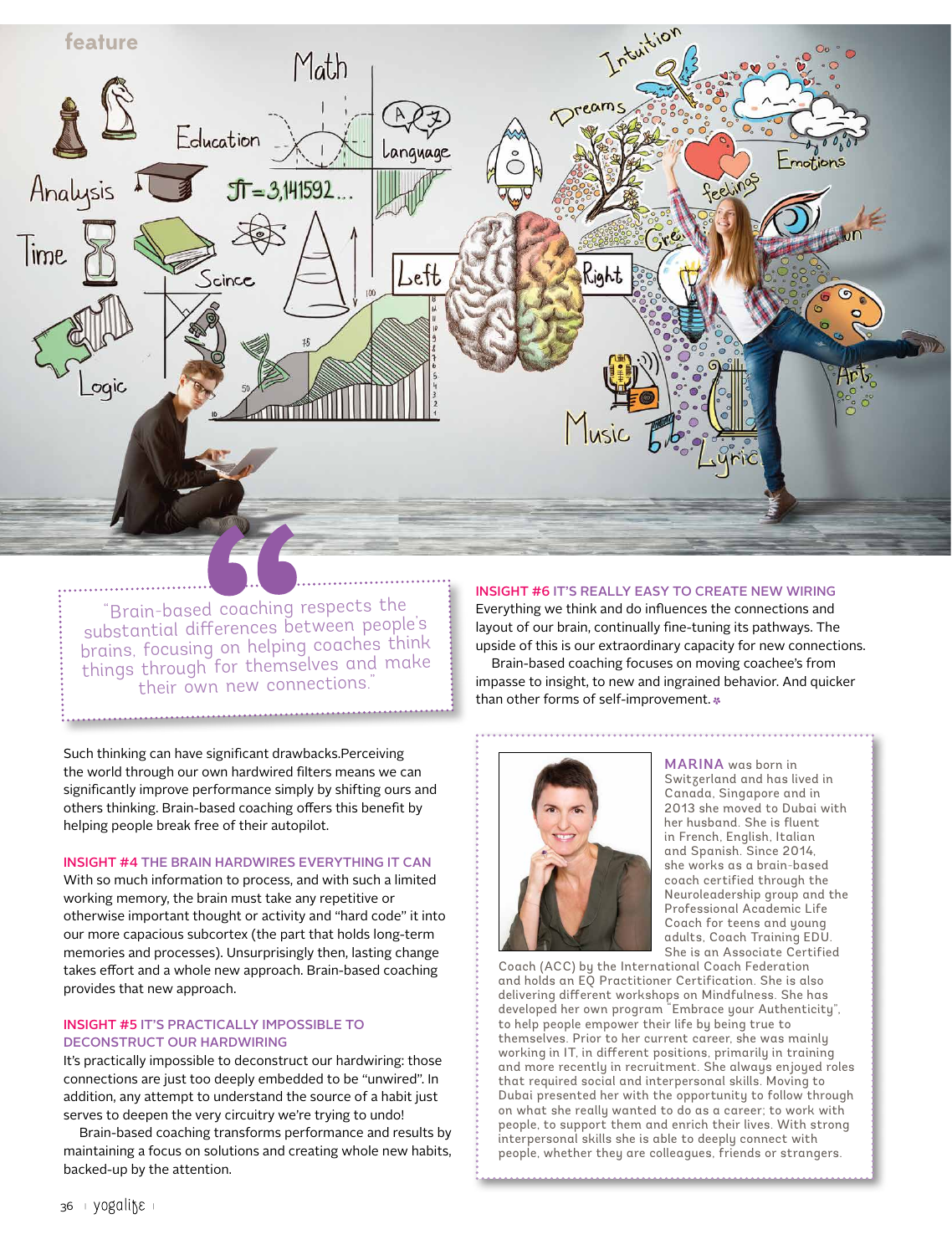> "Brain-based coaching respects the substantial differences between people's brains, focusing on helping coaches think things through for themselves and make their own new connections."

Such thinking can have significant drawbacks.Perceiving the world through our own hardwired filters means we can significantly improve performance simply by shifting ours and others thinking. Brain-based coaching offers this benefit by helping people break free of their autopilot.

### INSIGHT #4 THE BRAIN HARDWIRES EVERYTHING IT CAN

With so much information to process, and with such a limited working memory, the brain must take any repetitive or otherwise important thought or activity and "hard code" it into our more capacious subcortex (the part that holds long-term memories and processes). Unsurprisingly then, lasting change takes effort and a whole new approach. Brain-based coaching provides that new approach.

### INSIGHT #5 IT'S PRACTICALLY IMPOSSIBLE TO DECONSTRUCT OUR HARDWIRING

It's practically impossible to deconstruct our hardwiring: those connections are just too deeply embedded to be "unwired". In addition, any attempt to understand the source of a habit just serves to deepen the very circuitry we're trying to undo!

Brain-based coaching transforms performance and results by maintaining a focus on solutions and creating whole new habits, backed-up by the attention.

### INSIGHT #6 IT'S REALLY EASY TO CREATE NEW WIRING

Everything we think and do influences the connections and layout of our brain, continually fine-tuning its pathways. The upside of this is our extraordinary capacity for new connections.

Brain-based coaching focuses on moving coachee's from impasse to insight, to new and ingrained behavior. And quicker than other forms of self-improvement.

**MARINA** was born in Switzerland and has lived in Canada, Singapore and in 2013 she moved to Dubai with her husband. She is fluent in French, English, Italian and Spanish. Since 2014, she works as a brain-based coach certified through the Neuroleadership group and the Professional Academic Life Coach for teens and young adults, Coach Training EDU. She is an Associate Certified Coach (ACC) by the International Coach Federation and holds an EQ Practitioner Certification. She is also delivering different workshops on Mindfulness. She has developed her own program "Embrace your Authenticity", to help people empower their life by being true to themselves. Prior to her current career, she was mainly working in IT, in different positions, primarily in training and more recently in recruitment. She always enjoyed roles that required social and interpersonal skills. Moving to Dubai presented her with the opportunity to follow through on what she really wanted to do as a career; to work with people, to support them and enrich their lives. With strong interpersonal skills she is able to deeply connect with people, whether they are colleagues, friends or strangers.